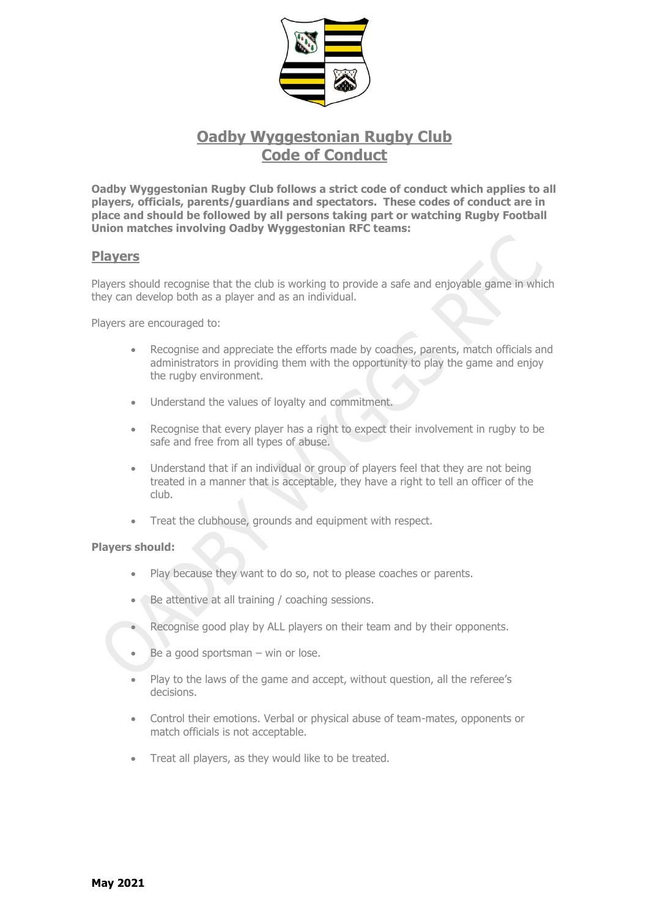# Oadby Wyggestonian Rugby Club
# Code of Conduct

**Oadby Wyggestonian Rugby Club follows a strict code of conduct which applies to all players, officials, parents/guardians and spectators. These codes of conduct are in place and should be followed by all persons taking part or watching Rugby Football Union matches involving Oadby Wyggestonian RFC teams:**

## Players

Players should recognise that the club is working to provide a safe and enjoyable game in which they can develop both as a player and as an individual.

Players are encouraged to:

- Recognise and appreciate the efforts made by coaches, parents, match officials and administrators in providing them with the opportunity to play the game and enjoy the rugby environment.
- Understand the values of loyalty and commitment.
- Recognise that every player has a right to expect their involvement in rugby to be safe and free from all types of abuse.
- Understand that if an individual or group of players feel that they are not being treated in a manner that is acceptable, they have a right to tell an officer of the club.
- Treat the clubhouse, grounds and equipment with respect.

**Players should:**

- Play because they want to do so, not to please coaches or parents.
- Be attentive at all training / coaching sessions.
- Recognise good play by ALL players on their team and by their opponents.
- Be a good sportsman – win or lose.
- Play to the laws of the game and accept, without question, all the referee's decisions.
- Control their emotions. Verbal or physical abuse of team-mates, opponents or match officials is not acceptable.
- Treat all players, as they would like to be treated.

**May 2021**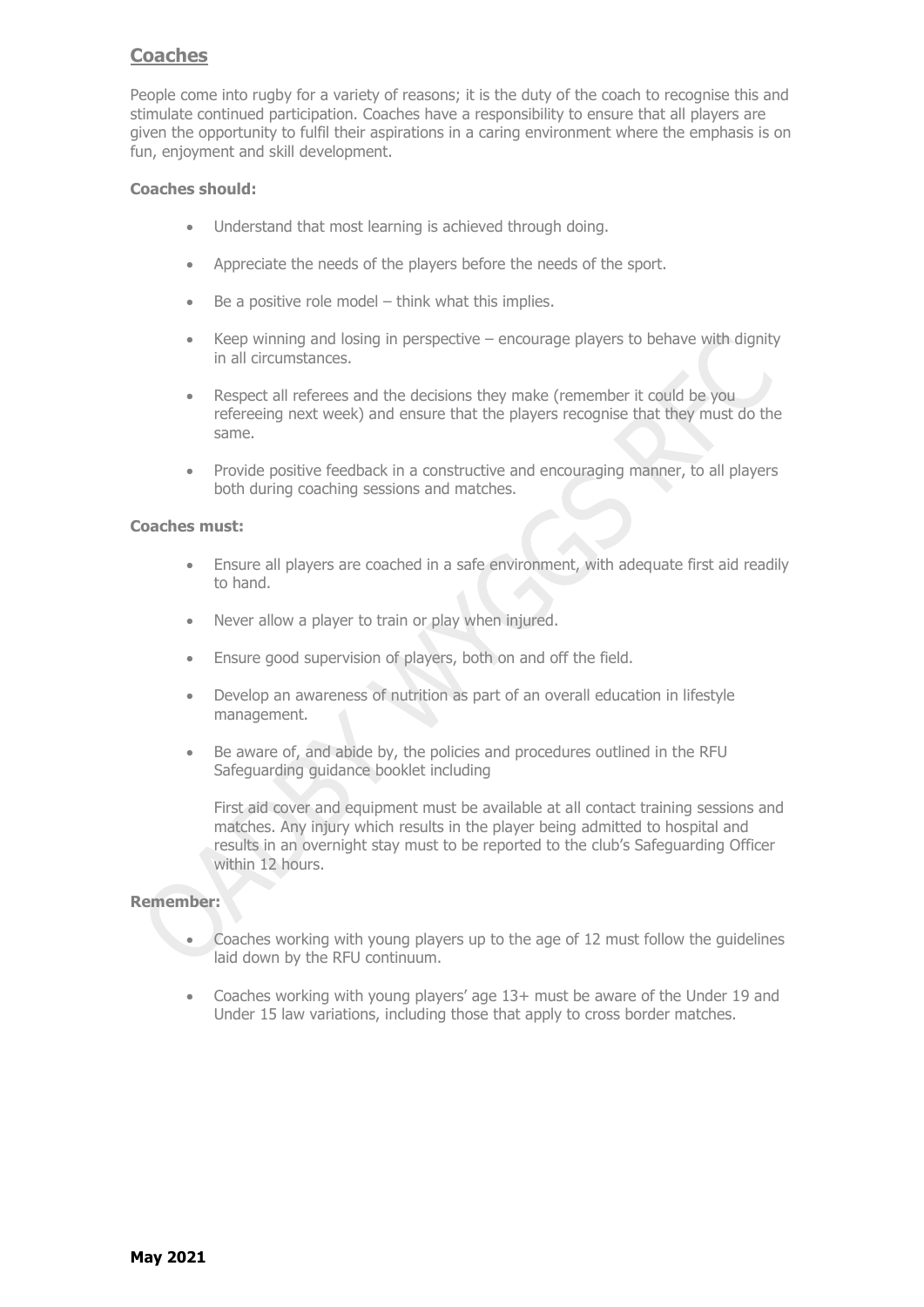## Coaches

People come into rugby for a variety of reasons; it is the duty of the coach to recognise this and stimulate continued participation. Coaches have a responsibility to ensure that all players are given the opportunity to fulfil their aspirations in a caring environment where the emphasis is on fun, enjoyment and skill development.

**Coaches should:**

- Understand that most learning is achieved through doing.
- Appreciate the needs of the players before the needs of the sport.
- Be a positive role model – think what this implies.
- Keep winning and losing in perspective – encourage players to behave with dignity in all circumstances.
- Respect all referees and the decisions they make (remember it could be you refereeing next week) and ensure that the players recognise that they must do the same.
- Provide positive feedback in a constructive and encouraging manner, to all players both during coaching sessions and matches.

**Coaches must:**

- Ensure all players are coached in a safe environment, with adequate first aid readily to hand.
- Never allow a player to train or play when injured.
- Ensure good supervision of players, both on and off the field.
- Develop an awareness of nutrition as part of an overall education in lifestyle management.
- Be aware of, and abide by, the policies and procedures outlined in the RFU Safeguarding guidance booklet including

  First aid cover and equipment must be available at all contact training sessions and matches. Any injury which results in the player being admitted to hospital and results in an overnight stay must to be reported to the club's Safeguarding Officer within 12 hours.

**Remember:**

- Coaches working with young players up to the age of 12 must follow the guidelines laid down by the RFU continuum.
- Coaches working with young players' age 13+ must be aware of the Under 19 and Under 15 law variations, including those that apply to cross border matches.

**May 2021**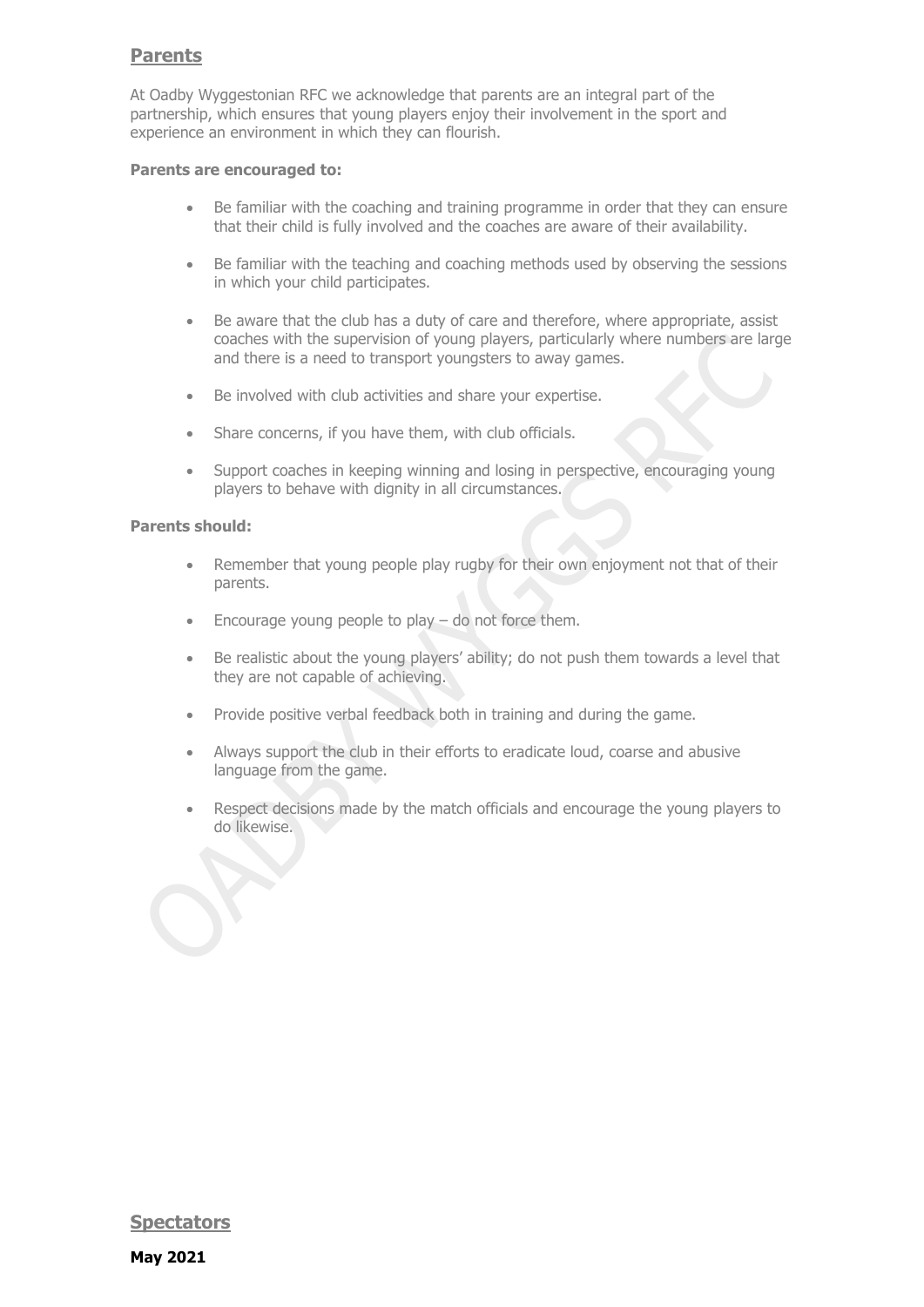## Parents

At Oadby Wyggestonian RFC we acknowledge that parents are an integral part of the partnership, which ensures that young players enjoy their involvement in the sport and experience an environment in which they can flourish.

**Parents are encouraged to:**

- Be familiar with the coaching and training programme in order that they can ensure that their child is fully involved and the coaches are aware of their availability.
- Be familiar with the teaching and coaching methods used by observing the sessions in which your child participates.
- Be aware that the club has a duty of care and therefore, where appropriate, assist coaches with the supervision of young players, particularly where numbers are large and there is a need to transport youngsters to away games.
- Be involved with club activities and share your expertise.
- Share concerns, if you have them, with club officials.
- Support coaches in keeping winning and losing in perspective, encouraging young players to behave with dignity in all circumstances.

**Parents should:**

- Remember that young people play rugby for their own enjoyment not that of their parents.
- Encourage young people to play – do not force them.
- Be realistic about the young players' ability; do not push them towards a level that they are not capable of achieving.
- Provide positive verbal feedback both in training and during the game.
- Always support the club in their efforts to eradicate loud, coarse and abusive language from the game.
- Respect decisions made by the match officials and encourage the young players to do likewise.

## Spectators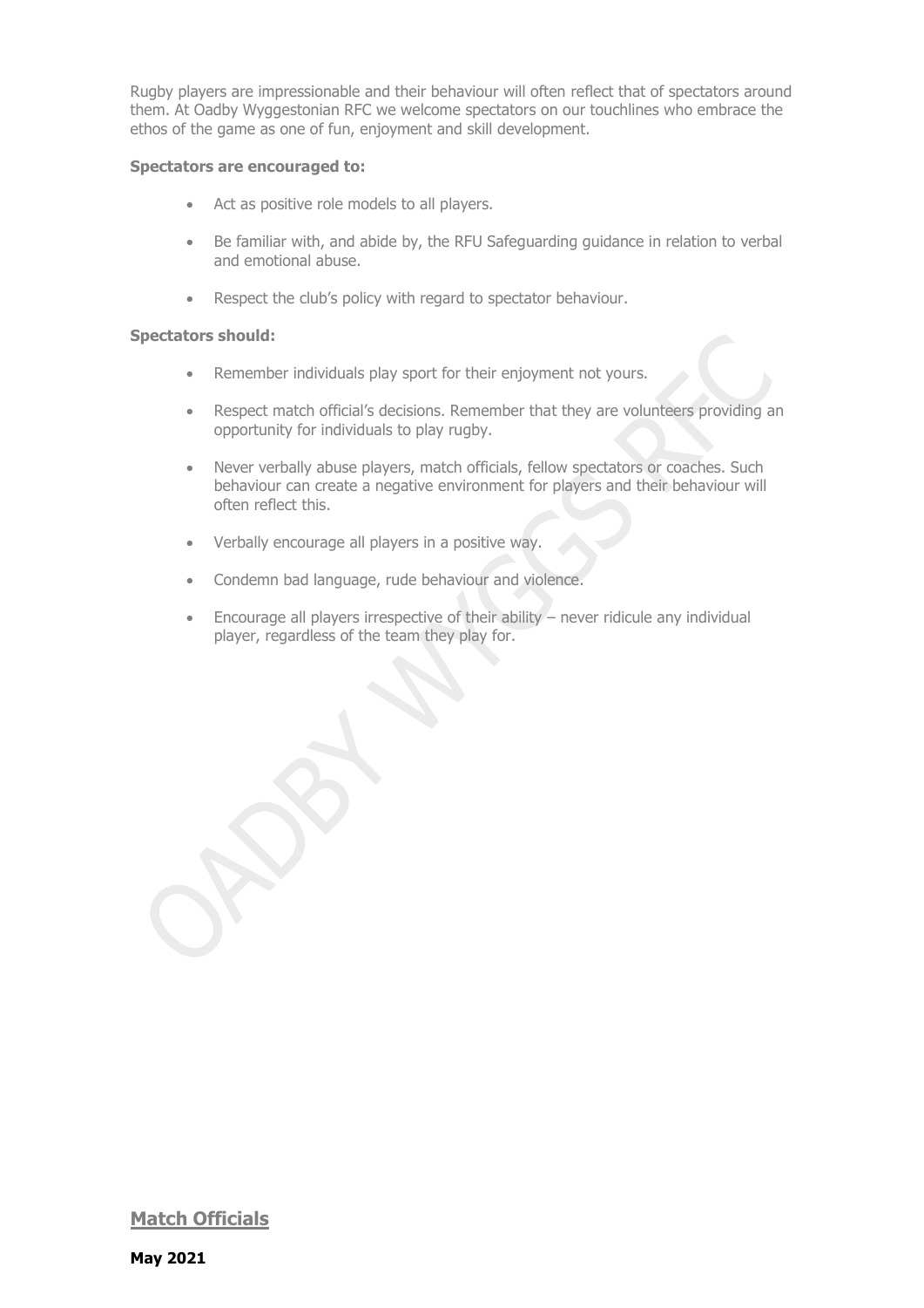Rugby players are impressionable and their behaviour will often reflect that of spectators around them. At Oadby Wyggestonian RFC we welcome spectators on our touchlines who embrace the ethos of the game as one of fun, enjoyment and skill development.

**Spectators are encouraged to:**

- Act as positive role models to all players.
- Be familiar with, and abide by, the RFU Safeguarding guidance in relation to verbal and emotional abuse.
- Respect the club's policy with regard to spectator behaviour.

**Spectators should:**

- Remember individuals play sport for their enjoyment not yours.
- Respect match official's decisions. Remember that they are volunteers providing an opportunity for individuals to play rugby.
- Never verbally abuse players, match officials, fellow spectators or coaches. Such behaviour can create a negative environment for players and their behaviour will often reflect this.
- Verbally encourage all players in a positive way.
- Condemn bad language, rude behaviour and violence.
- Encourage all players irrespective of their ability – never ridicule any individual player, regardless of the team they play for.

## Match Officials

**May 2021**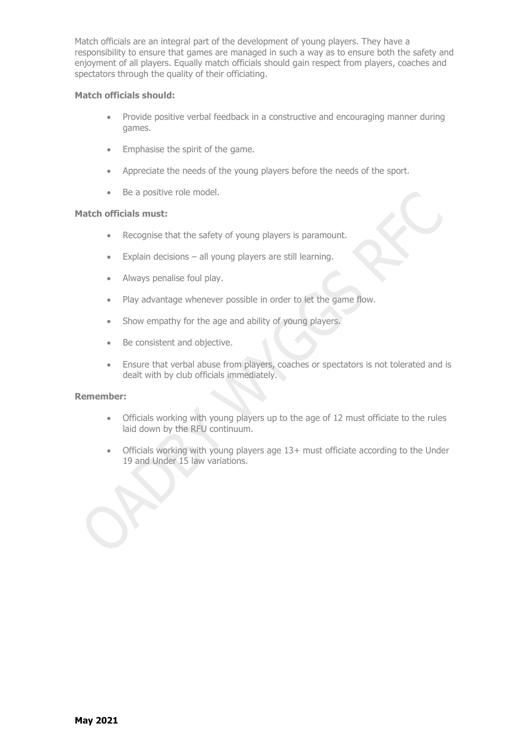Match officials are an integral part of the development of young players. They have a responsibility to ensure that games are managed in such a way as to ensure both the safety and enjoyment of all players. Equally match officials should gain respect from players, coaches and spectators through the quality of their officiating.

**Match officials should:**

- Provide positive verbal feedback in a constructive and encouraging manner during games.
- Emphasise the spirit of the game.
- Appreciate the needs of the young players before the needs of the sport.
- Be a positive role model.

**Match officials must:**

- Recognise that the safety of young players is paramount.
- Explain decisions – all young players are still learning.
- Always penalise foul play.
- Play advantage whenever possible in order to let the game flow.
- Show empathy for the age and ability of young players.
- Be consistent and objective.
- Ensure that verbal abuse from players, coaches or spectators is not tolerated and is dealt with by club officials immediately.

**Remember:**

- Officials working with young players up to the age of 12 must officiate to the rules laid down by the RFU continuum.
- Officials working with young players age 13+ must officiate according to the Under 19 and Under 15 law variations.

**May 2021**